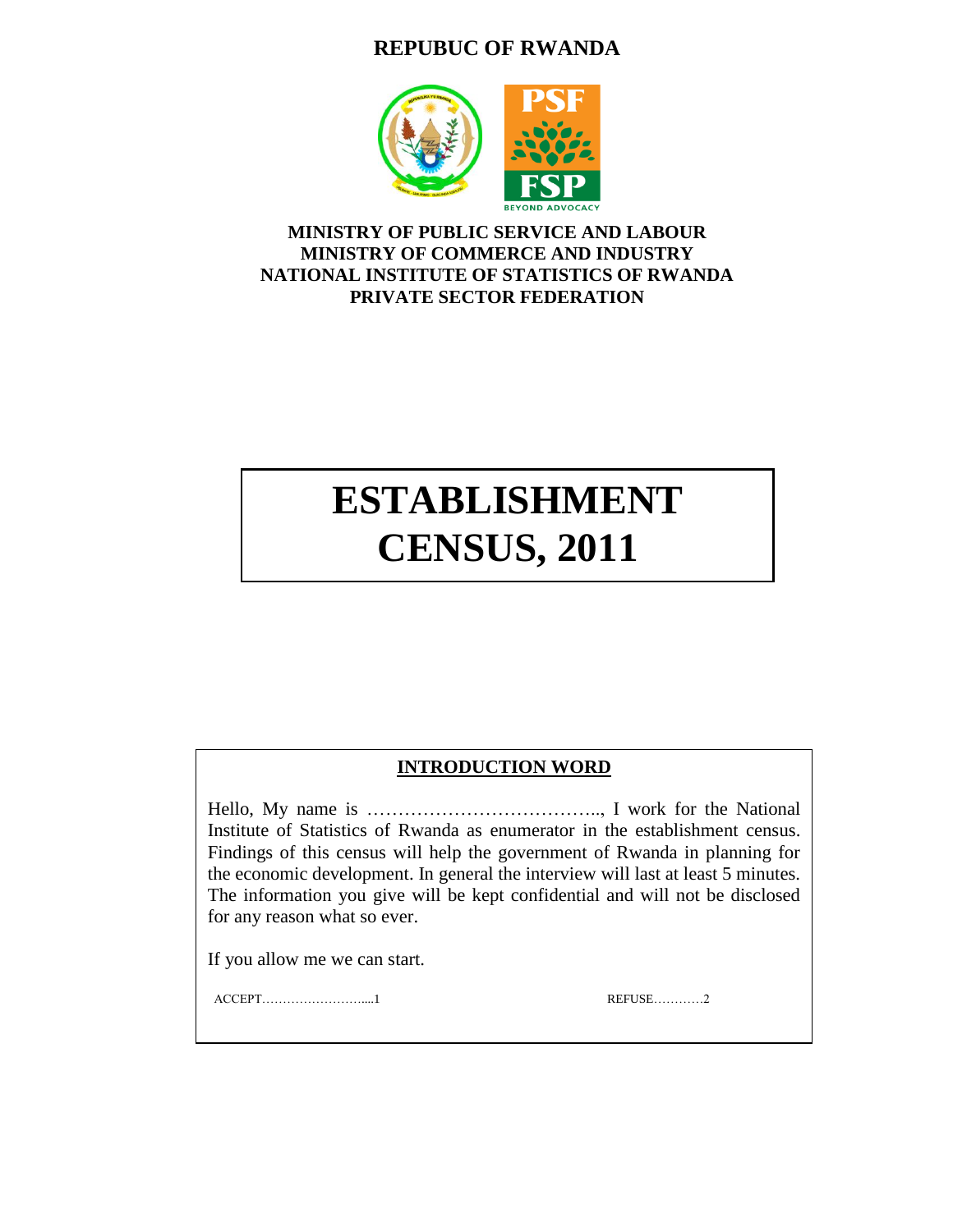# REPUBUC OF RWANDA

**MINISTRY OF PUBLIC SERVICE AND LABOUR**
**MINISTRY OF COMMERCE AND INDUSTRY**
**NATIONAL INSTITUTE OF STATISTICS OF RWANDA**
**PRIVATE SECTOR FEDERATION**

# ESTABLISHMENT CENSUS, 2011

## INTRODUCTION WORD

Hello, My name is ……………………………….., I work for the National Institute of Statistics of Rwanda as enumerator in the establishment census. Findings of this census will help the government of Rwanda in planning for the economic development. In general the interview will last at least 5 minutes. The information you give will be kept confidential and will not be disclosed for any reason what so ever.

If you allow me we can start.

ACCEPT…………………….....1　　　　　　REFUSE…………2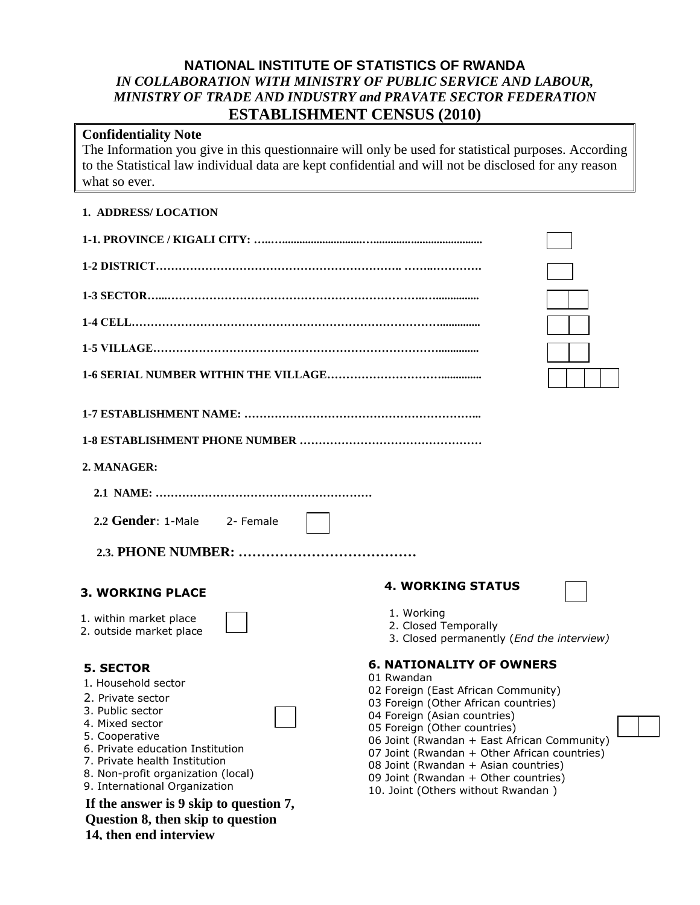**NATIONAL INSTITUTE OF STATISTICS OF RWANDA**
***IN COLLABORATION WITH MINISTRY OF PUBLIC SERVICE AND LABOUR, MINISTRY OF TRADE AND INDUSTRY and PRAVATE SECTOR FEDERATION***

# ESTABLISHMENT CENSUS (2010)

> **Confidentiality Note**
> The Information you give in this questionnaire will only be used for statistical purposes. According to the Statistical law individual data are kept confidential and will not be disclosed for any reason what so ever.

**1. ADDRESS/ LOCATION**

**1-1. PROVINCE / KIGALI CITY: ……………………………………………………** [ ]

**1-2 DISTRICT……………………………………………………………………** [ ]

**1-3 SECTOR……………………………………………………………………** [ | ]

**1-4 CELL………………………………………………………………………** [ | ]

**1-5 VILLAGE……………………………………………………………………** [ | ]

**1-6 SERIAL NUMBER WITHIN THE VILLAGE………………………………** [ | | | ]

**1-7 ESTABLISHMENT NAME: …………………………………………………**

**1-8 ESTABLISHMENT PHONE NUMBER ……………………………………**

**2. MANAGER:**

**2.1 NAME: ………………………………………………**

**2.2 Gender**: 1-Male 2- Female [ ]

**2.3. PHONE NUMBER: …………………………………**

**3. WORKING PLACE** [ ]

1. within market place
2. outside market place

**4. WORKING STATUS** [ ]

1. Working
2. Closed Temporally
3. Closed permanently (*End the interview)*

**5. SECTOR** [ ]

1. Household sector
2. Private sector
3. Public sector
4. Mixed sector
5. Cooperative
6. Private education Institution
7. Private health Institution
8. Non-profit organization (local)
9. International Organization

**If the answer is 9 skip to question 7, Question 8, then skip to question 14, then end interview**

**6. NATIONALITY OF OWNERS** [ | ]

01 Rwandan
02 Foreign (East African Community)
03 Foreign (Other African countries)
04 Foreign (Asian countries)
05 Foreign (Other countries)
06 Joint (Rwandan + East African Community)
07 Joint (Rwandan + Other African countries)
08 Joint (Rwandan + Asian countries)
09 Joint (Rwandan + Other countries)
10. Joint (Others without Rwandan )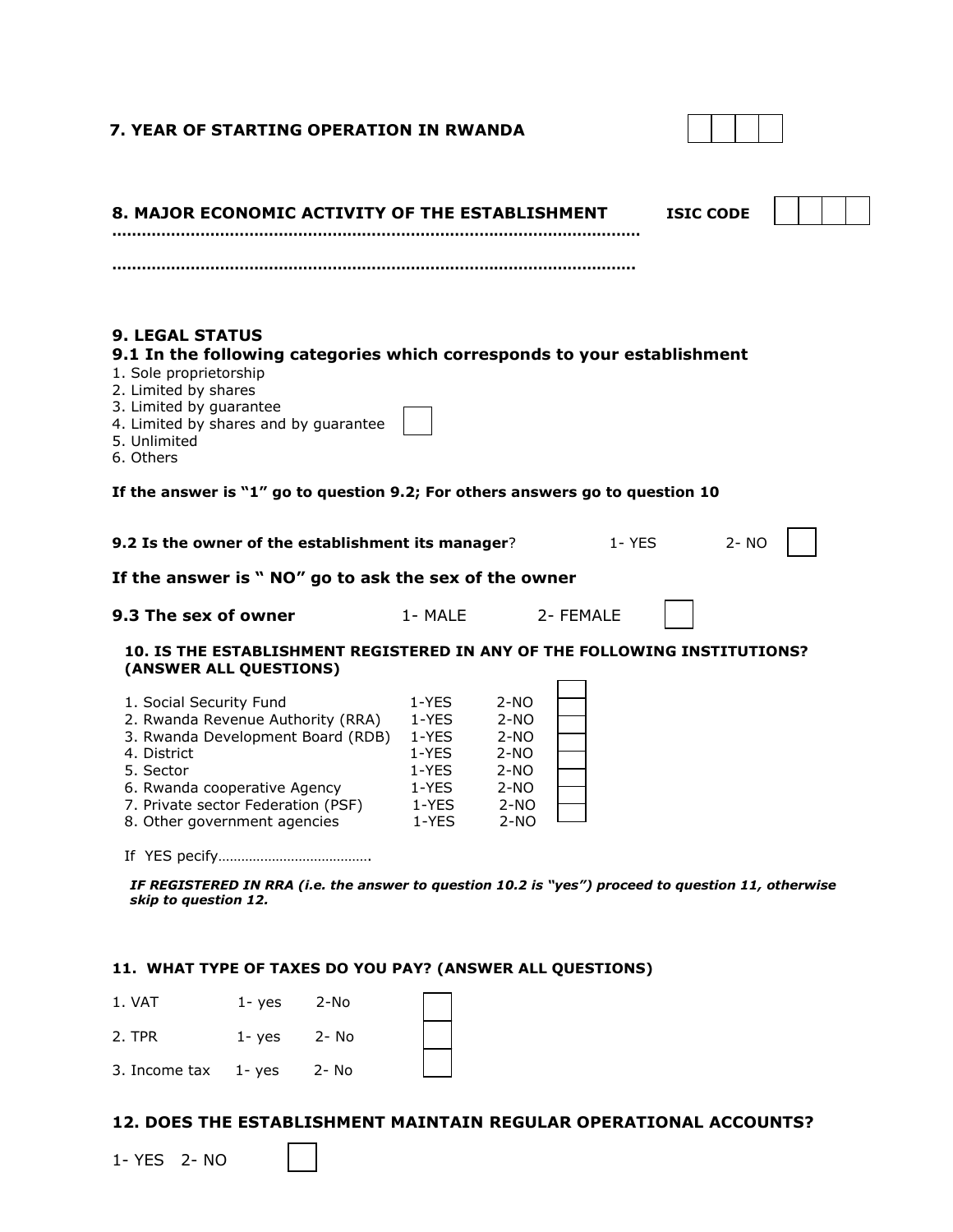**7. YEAR OF STARTING OPERATION IN RWANDA**

**8. MAJOR ECONOMIC ACTIVITY OF THE ESTABLISHMENT** **ISIC CODE**

**……………………………………………………………………………………………**

**……………………………………………………………………………………………**

**9. LEGAL STATUS**

**9.1 In the following categories which corresponds to your establishment**

1. Sole proprietorship
2. Limited by shares
3. Limited by guarantee
4. Limited by shares and by guarantee
5. Unlimited
6. Others

**If the answer is "1" go to question 9.2; For others answers go to question 10**

**9.2 Is the owner of the establishment its manager**? 1- YES 2- NO

**If the answer is " NO" go to ask the sex of the owner**

**9.3 The sex of owner** 1- MALE 2- FEMALE

**10. IS THE ESTABLISHMENT REGISTERED IN ANY OF THE FOLLOWING INSTITUTIONS? (ANSWER ALL QUESTIONS)**

| | | |
|---|---|---|
| 1. Social Security Fund | 1-YES | 2-NO |
| 2. Rwanda Revenue Authority (RRA) | 1-YES | 2-NO |
| 3. Rwanda Development Board (RDB) | 1-YES | 2-NO |
| 4. District | 1-YES | 2-NO |
| 5. Sector | 1-YES | 2-NO |
| 6. Rwanda cooperative Agency | 1-YES | 2-NO |
| 7. Private sector Federation (PSF) | 1-YES | 2-NO |
| 8. Other government agencies | 1-YES | 2-NO |

If YES pecify………………………………….

***IF REGISTERED IN RRA (i.e. the answer to question 10.2 is "yes") proceed to question 11, otherwise skip to question 12.***

**11. WHAT TYPE OF TAXES DO YOU PAY? (ANSWER ALL QUESTIONS)**

| | | |
|---|---|---|
| 1. VAT | 1- yes | 2-No |
| 2. TPR | 1- yes | 2- No |
| 3. Income tax | 1- yes | 2- No |

**12. DOES THE ESTABLISHMENT MAINTAIN REGULAR OPERATIONAL ACCOUNTS?**

1- YES 2- NO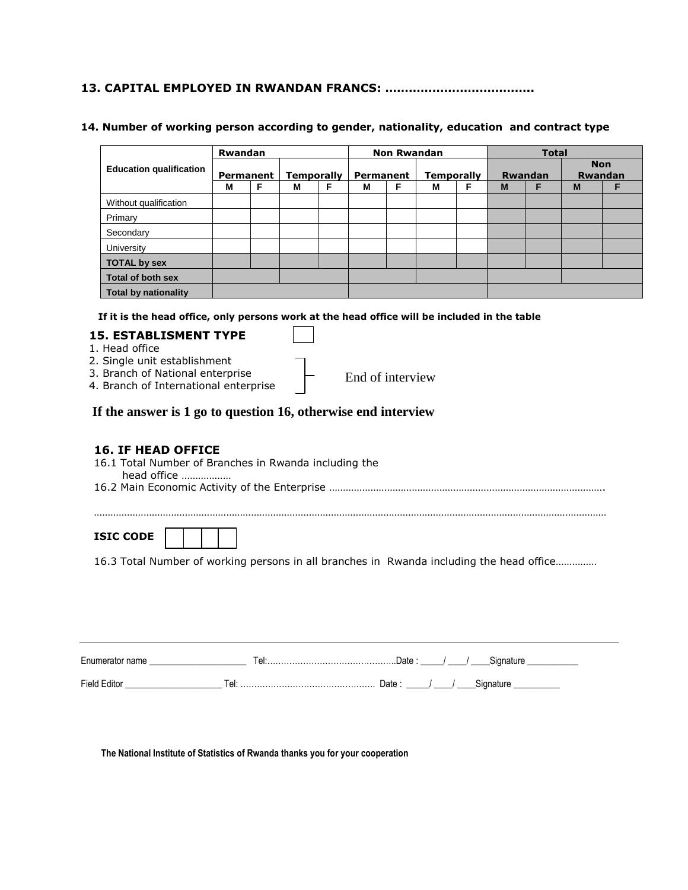**13. CAPITAL EMPLOYED IN RWANDAN FRANCS: …………………………….…**

**14. Number of working person according to gender, nationality, education and contract type**

| Education qualification | Rwandan | | | | Non Rwandan | | | | Total | | | |
|---|---|---|---|---|---|---|---|---|---|---|---|---|
| | Permanent | | Temporally | | Permanent | | Temporally | | Rwandan | | Non Rwandan | |
| | M | F | M | F | M | F | M | F | M | F | M | F |
| Without qualification | | | | | | | | | | | | |
| Primary | | | | | | | | | | | | |
| Secondary | | | | | | | | | | | | |
| University | | | | | | | | | | | | |
| **TOTAL by sex** | | | | | | | | | | | | |
| **Total of both sex** | | | | | | | | | | | | |
| **Total by nationality** | | | | | | | | | | | | |

**If it is the head office, only persons work at the head office will be included in the table**

**15. ESTABLISMENT TYPE** ☐

1. Head office
2. Single unit establishment
3. Branch of National enterprise
4. Branch of International enterprise

(2–4) End of interview

**If the answer is 1 go to question 16, otherwise end interview**

**16. IF HEAD OFFICE**

16.1 Total Number of Branches in Rwanda including the head office ………………

16.2 Main Economic Activity of the Enterprise …………………………………………………………………………………….

……………………………………………………………………………………………………………………………………………………………

**ISIC CODE** ☐☐☐☐

16.3 Total Number of working persons in all branches in Rwanda including the head office……………

Enumerator name _____________________ Tel:…………………………………………Date : _____/ ____/ ____Signature ___________

Field Editor ____________________ Tel: ……………………………………….... Date : _____/ ____/ ____Signature __________

**The National Institute of Statistics of Rwanda thanks you for your cooperation**